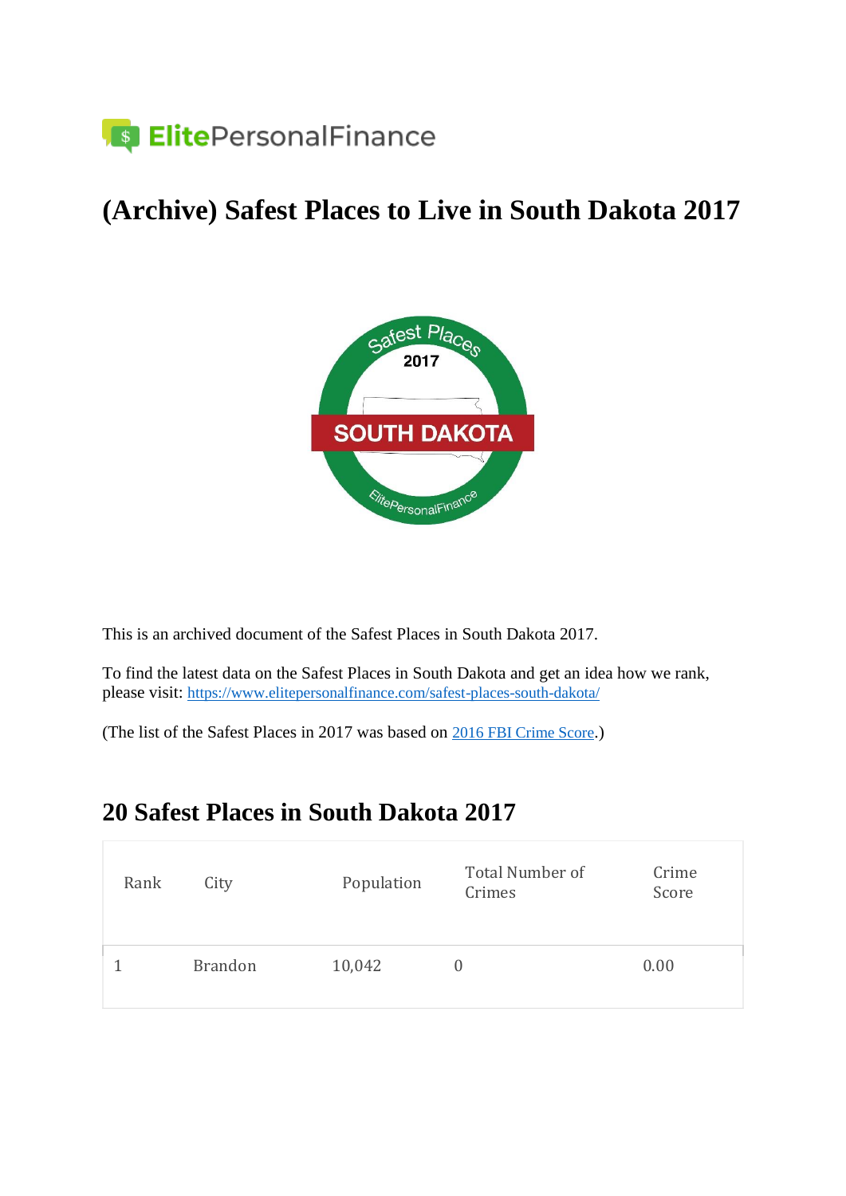# (Archive) Safest Places to Live in South Dakota 2017

This is an archived document of the Safest Places in South Dakota 2017.

To find the latest data on the Safest Places in South Dakota and get an idea how we rank, please visit: https://www.elitepersonalfinance.com/safest-places-south-dakota/

(The list of the Safest Places in 2017 was based on 2016 FBI Crime Score.)

## 20 Safest Places in South Dakota 2017

| Rank | City | Population | Total Number of Crimes | Crime Score |
|---|---|---|---|---|
| 1 | Brandon | 10,042 | 0 | 0.00 |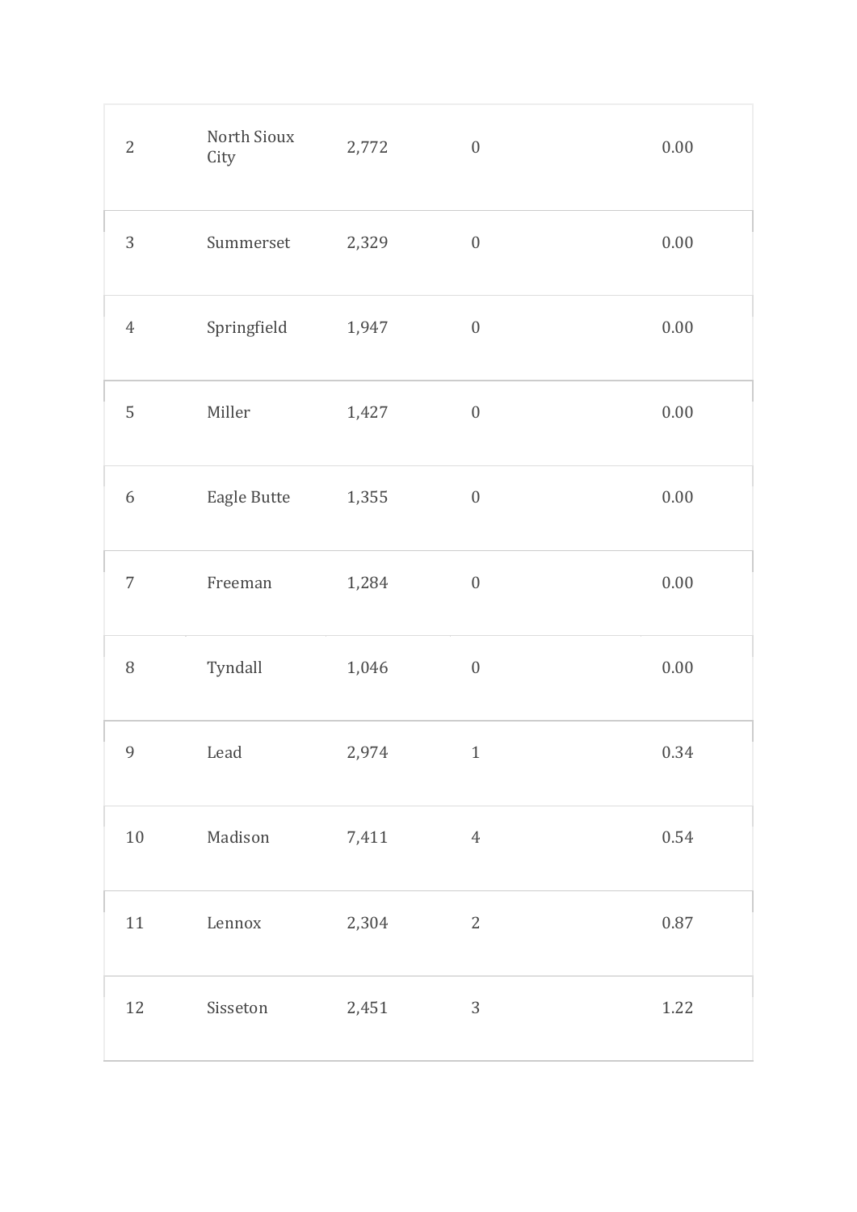|  |  |  |  |  |
|---|---|---|---|---|
| 2 | North Sioux City | 2,772 | 0 | 0.00 |
| 3 | Summerset | 2,329 | 0 | 0.00 |
| 4 | Springfield | 1,947 | 0 | 0.00 |
| 5 | Miller | 1,427 | 0 | 0.00 |
| 6 | Eagle Butte | 1,355 | 0 | 0.00 |
| 7 | Freeman | 1,284 | 0 | 0.00 |
| 8 | Tyndall | 1,046 | 0 | 0.00 |
| 9 | Lead | 2,974 | 1 | 0.34 |
| 10 | Madison | 7,411 | 4 | 0.54 |
| 11 | Lennox | 2,304 | 2 | 0.87 |
| 12 | Sisseton | 2,451 | 3 | 1.22 |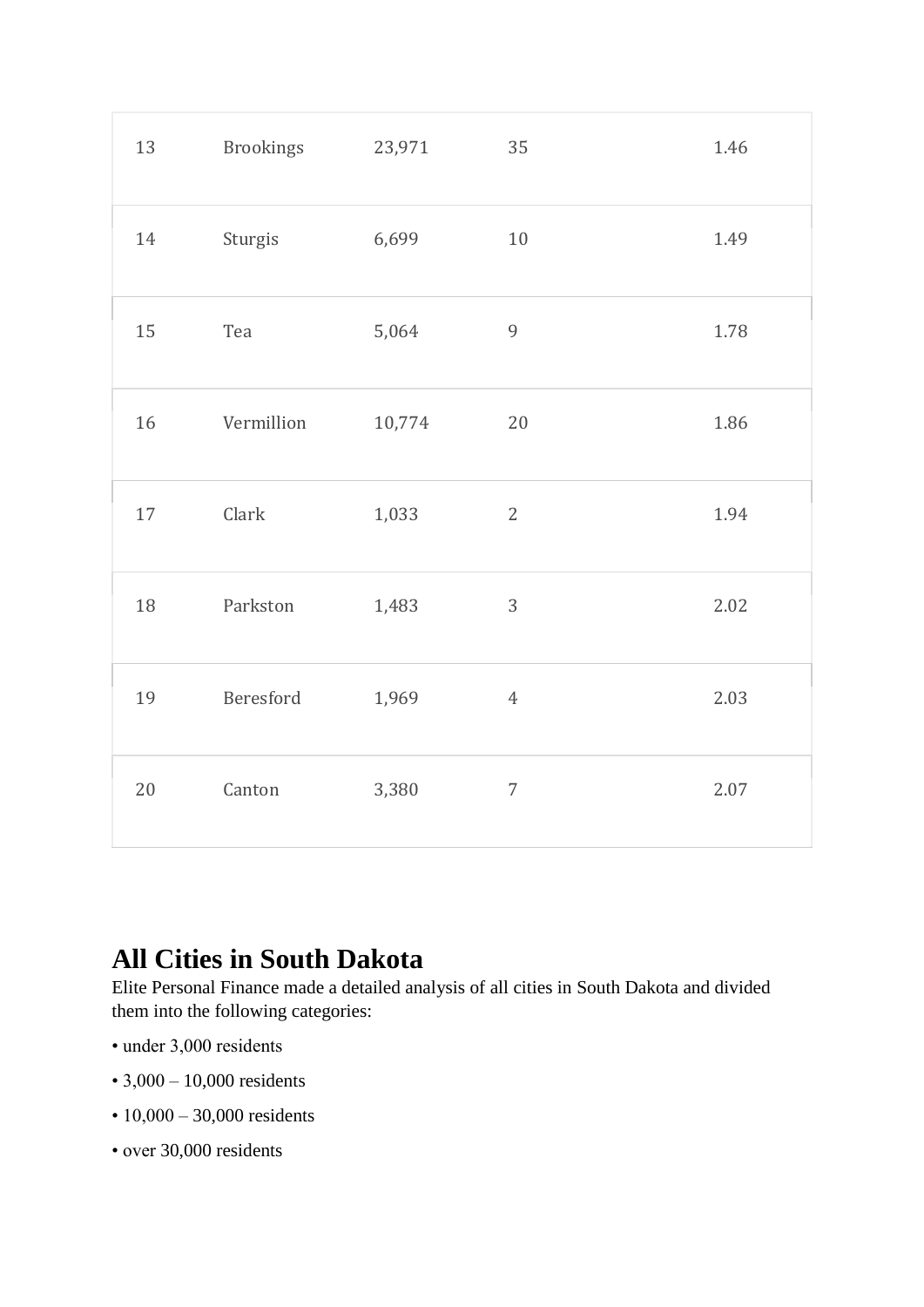| | | | | |
|---|---|---|---|---|
| 13 | Brookings | 23,971 | 35 | 1.46 |
| 14 | Sturgis | 6,699 | 10 | 1.49 |
| 15 | Tea | 5,064 | 9 | 1.78 |
| 16 | Vermillion | 10,774 | 20 | 1.86 |
| 17 | Clark | 1,033 | 2 | 1.94 |
| 18 | Parkston | 1,483 | 3 | 2.02 |
| 19 | Beresford | 1,969 | 4 | 2.03 |
| 20 | Canton | 3,380 | 7 | 2.07 |

## All Cities in South Dakota

Elite Personal Finance made a detailed analysis of all cities in South Dakota and divided them into the following categories:

- under 3,000 residents
- 3,000 – 10,000 residents
- 10,000 – 30,000 residents
- over 30,000 residents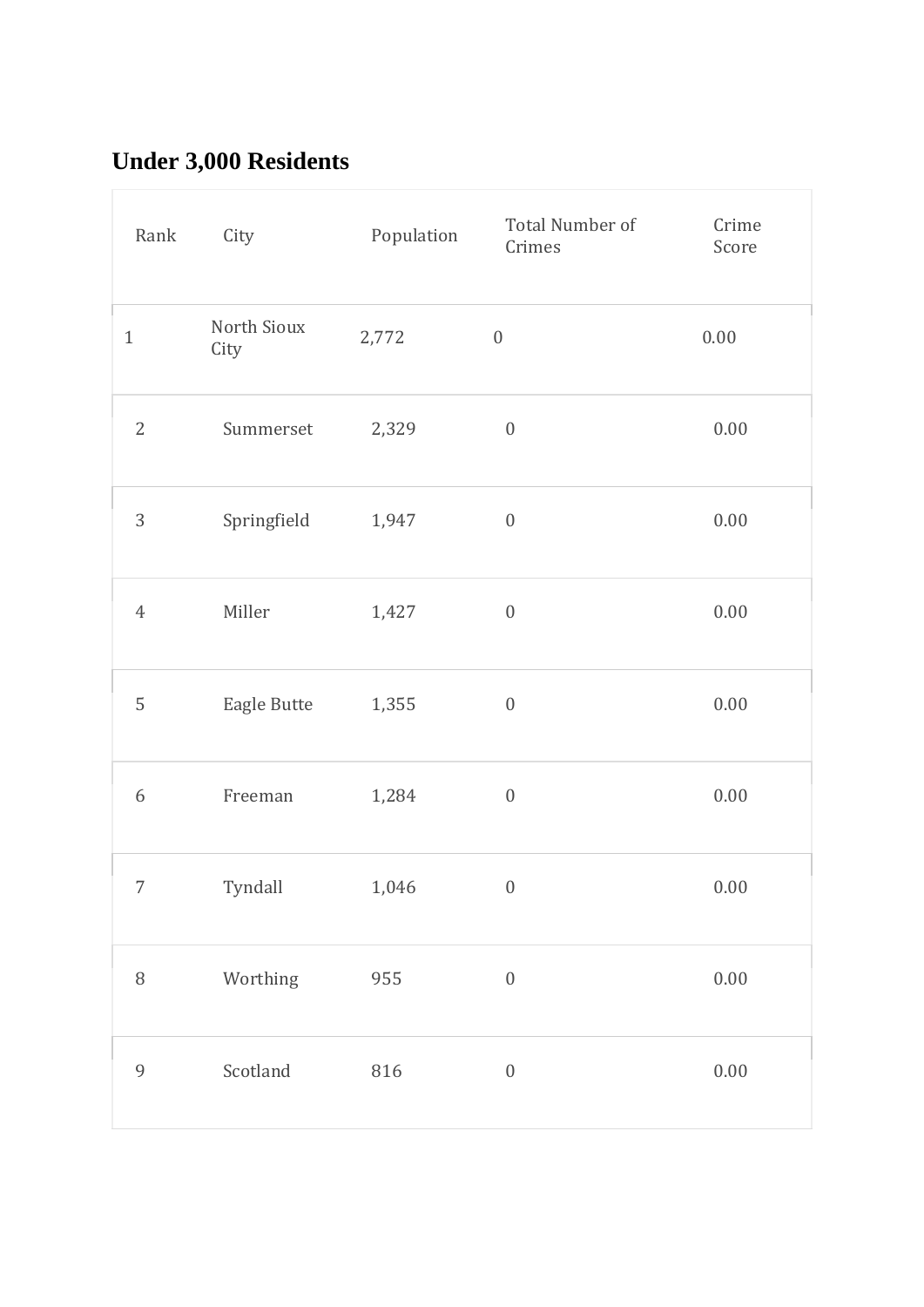## Under 3,000 Residents

| Rank | City | Population | Total Number of Crimes | Crime Score |
|---|---|---|---|---|
| 1 | North Sioux City | 2,772 | 0 | 0.00 |
| 2 | Summerset | 2,329 | 0 | 0.00 |
| 3 | Springfield | 1,947 | 0 | 0.00 |
| 4 | Miller | 1,427 | 0 | 0.00 |
| 5 | Eagle Butte | 1,355 | 0 | 0.00 |
| 6 | Freeman | 1,284 | 0 | 0.00 |
| 7 | Tyndall | 1,046 | 0 | 0.00 |
| 8 | Worthing | 955 | 0 | 0.00 |
| 9 | Scotland | 816 | 0 | 0.00 |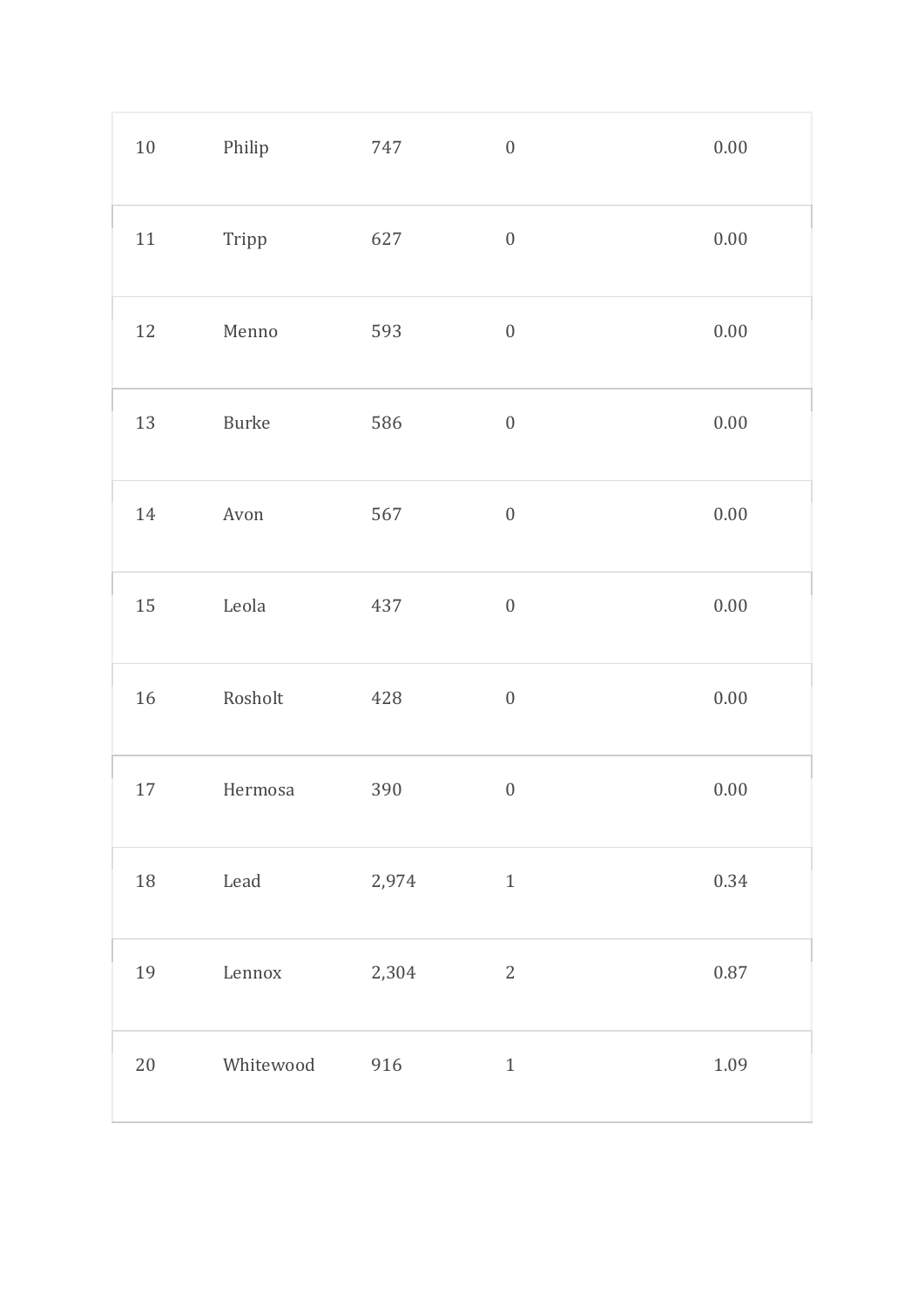| | | | | |
|---|---|---|---|---|
| 10 | Philip | 747 | 0 | 0.00 |
| 11 | Tripp | 627 | 0 | 0.00 |
| 12 | Menno | 593 | 0 | 0.00 |
| 13 | Burke | 586 | 0 | 0.00 |
| 14 | Avon | 567 | 0 | 0.00 |
| 15 | Leola | 437 | 0 | 0.00 |
| 16 | Rosholt | 428 | 0 | 0.00 |
| 17 | Hermosa | 390 | 0 | 0.00 |
| 18 | Lead | 2,974 | 1 | 0.34 |
| 19 | Lennox | 2,304 | 2 | 0.87 |
| 20 | Whitewood | 916 | 1 | 1.09 |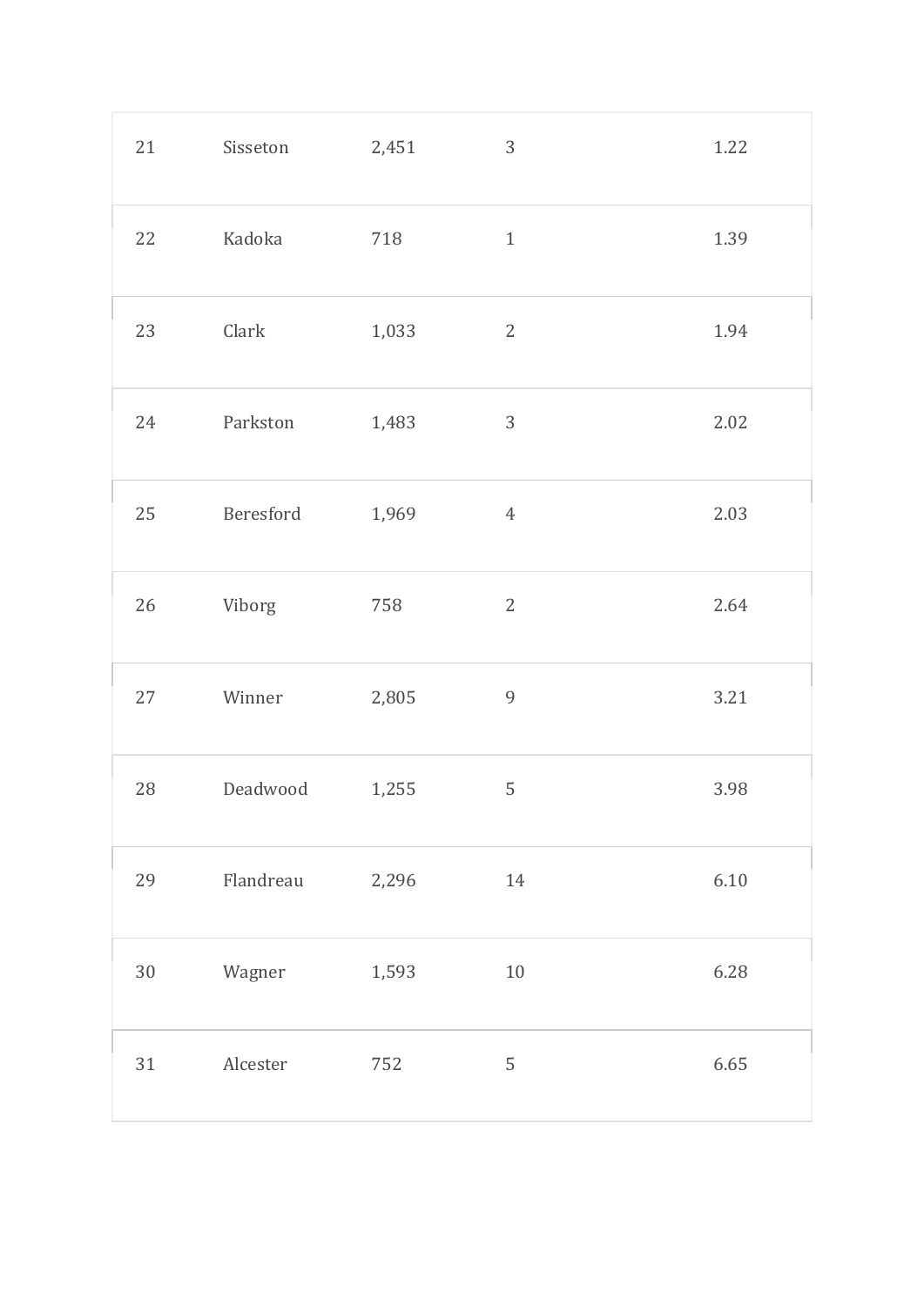| | | | | |
|---|---|---|---|---|
| 21 | Sisseton | 2,451 | 3 | 1.22 |
| 22 | Kadoka | 718 | 1 | 1.39 |
| 23 | Clark | 1,033 | 2 | 1.94 |
| 24 | Parkston | 1,483 | 3 | 2.02 |
| 25 | Beresford | 1,969 | 4 | 2.03 |
| 26 | Viborg | 758 | 2 | 2.64 |
| 27 | Winner | 2,805 | 9 | 3.21 |
| 28 | Deadwood | 1,255 | 5 | 3.98 |
| 29 | Flandreau | 2,296 | 14 | 6.10 |
| 30 | Wagner | 1,593 | 10 | 6.28 |
| 31 | Alcester | 752 | 5 | 6.65 |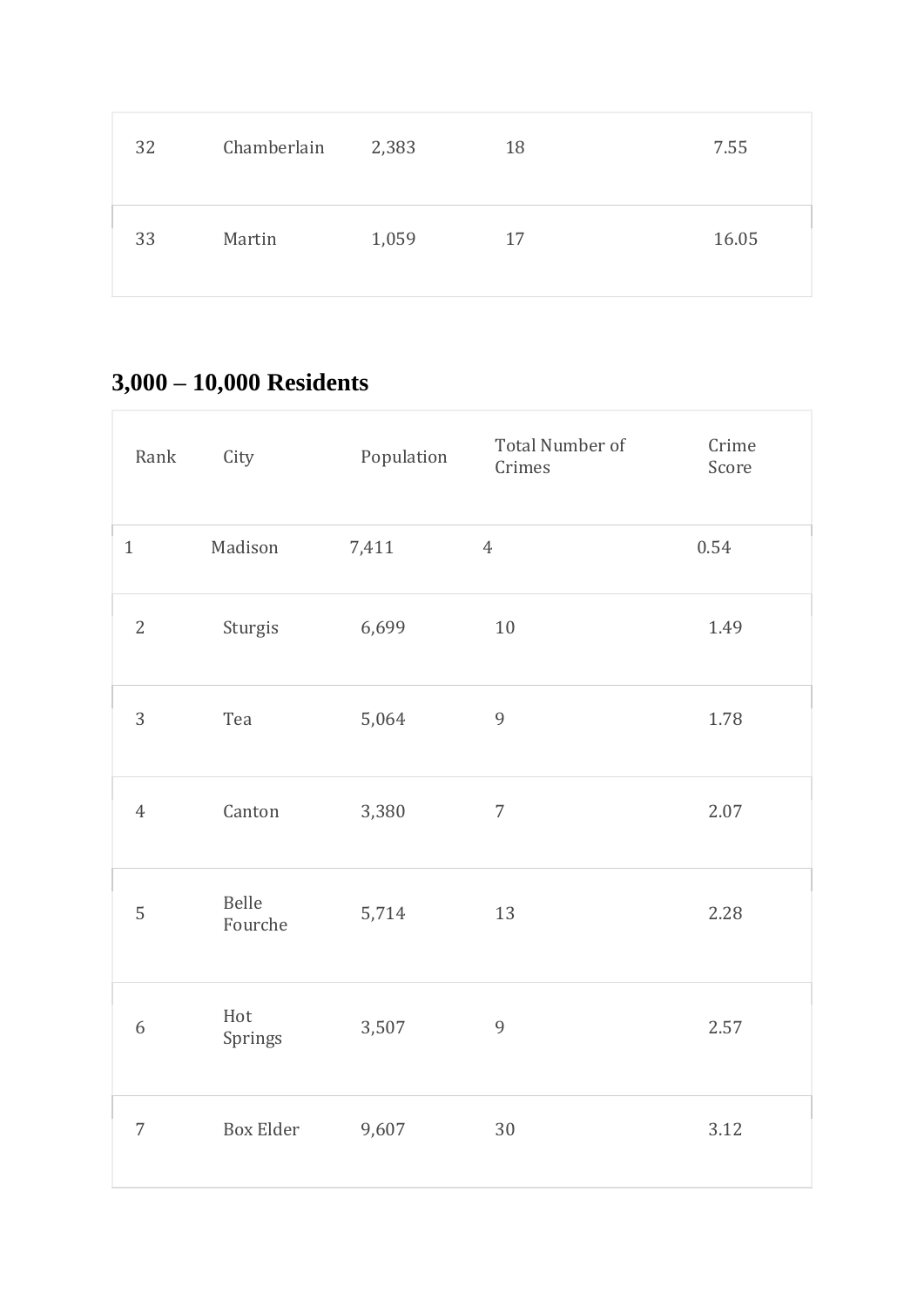| 32 | Chamberlain | 2,383 | 18 | 7.55 |
|---|---|---|---|---|
| 33 | Martin | 1,059 | 17 | 16.05 |

## 3,000 – 10,000 Residents

| Rank | City | Population | Total Number of Crimes | Crime Score |
|---|---|---|---|---|
| 1 | Madison | 7,411 | 4 | 0.54 |
| 2 | Sturgis | 6,699 | 10 | 1.49 |
| 3 | Tea | 5,064 | 9 | 1.78 |
| 4 | Canton | 3,380 | 7 | 2.07 |
| 5 | Belle Fourche | 5,714 | 13 | 2.28 |
| 6 | Hot Springs | 3,507 | 9 | 2.57 |
| 7 | Box Elder | 9,607 | 30 | 3.12 |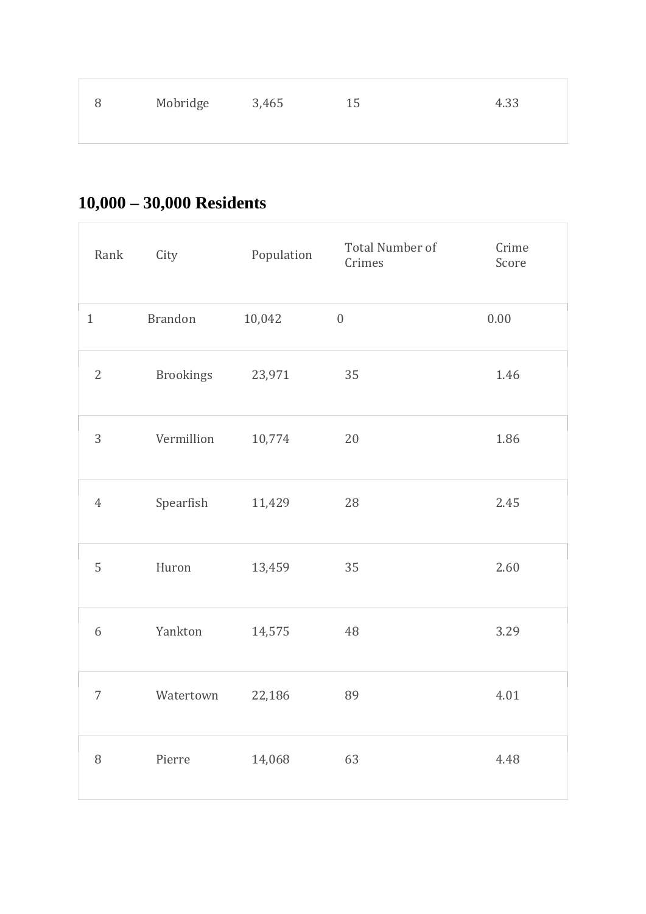| 8 | Mobridge | 3,465 | 15 | 4.33 |
|---|---|---|---|---|

## 10,000 – 30,000 Residents

| Rank | City | Population | Total Number of Crimes | Crime Score |
|---|---|---|---|---|
| 1 | Brandon | 10,042 | 0 | 0.00 |
| 2 | Brookings | 23,971 | 35 | 1.46 |
| 3 | Vermillion | 10,774 | 20 | 1.86 |
| 4 | Spearfish | 11,429 | 28 | 2.45 |
| 5 | Huron | 13,459 | 35 | 2.60 |
| 6 | Yankton | 14,575 | 48 | 3.29 |
| 7 | Watertown | 22,186 | 89 | 4.01 |
| 8 | Pierre | 14,068 | 63 | 4.48 |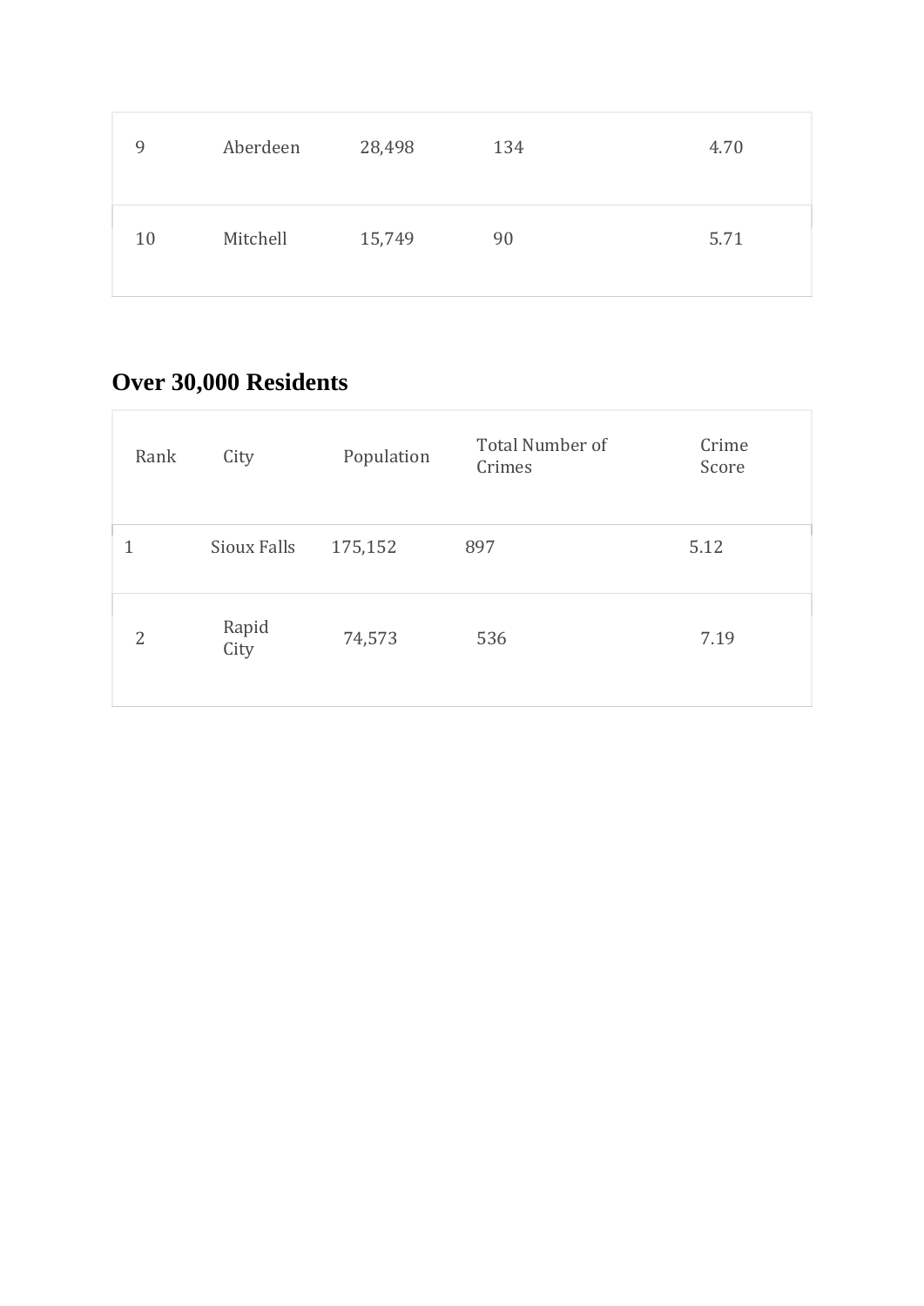| | | | | |
|---|---|---|---|---|
| 9 | Aberdeen | 28,498 | 134 | 4.70 |
| 10 | Mitchell | 15,749 | 90 | 5.71 |

## Over 30,000 Residents

| Rank | City | Population | Total Number of Crimes | Crime Score |
|---|---|---|---|---|
| 1 | Sioux Falls | 175,152 | 897 | 5.12 |
| 2 | Rapid City | 74,573 | 536 | 7.19 |